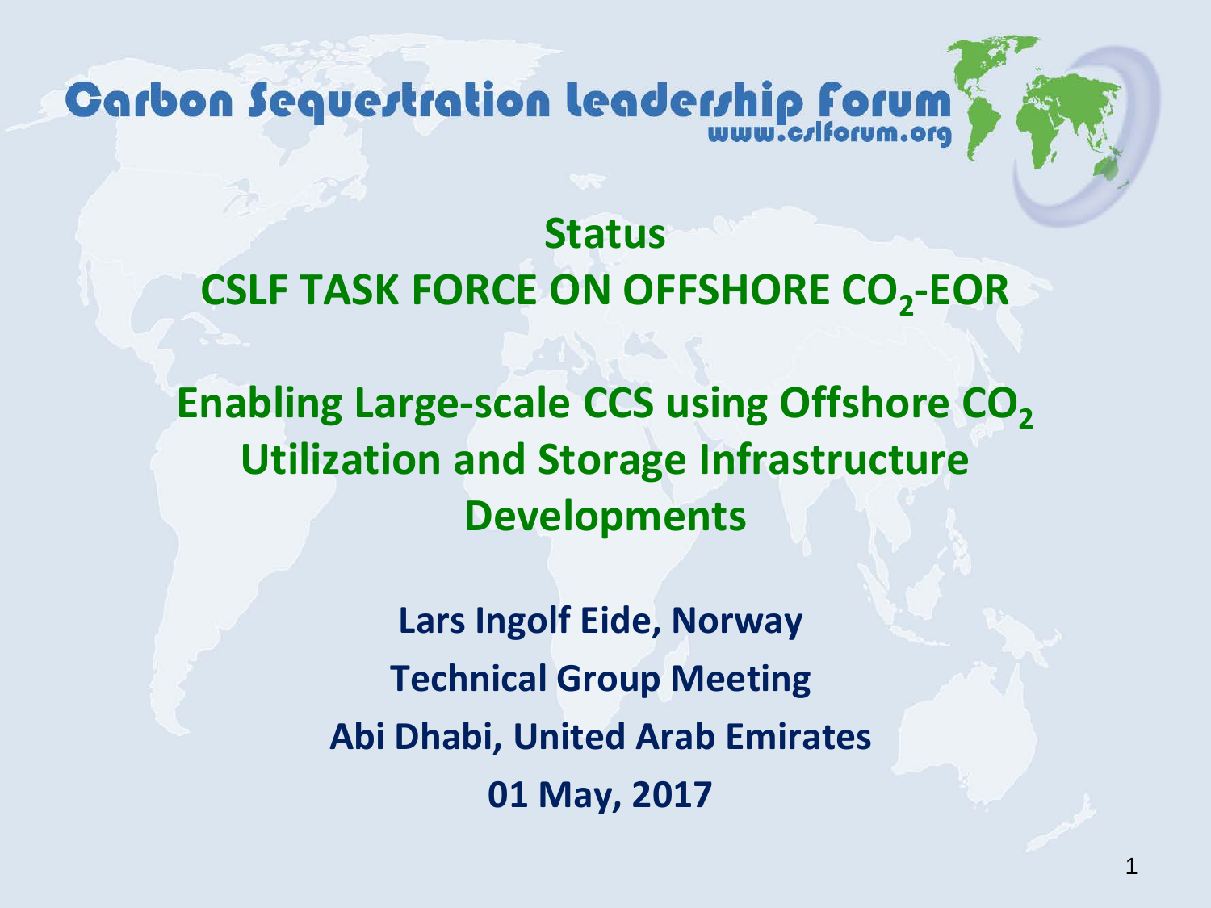Carbon Sequestration Leadership Forum
www.cslforum.org

# Status
# CSLF TASK FORCE ON OFFSHORE $CO_2$-EOR

## Enabling Large-scale CCS using Offshore $CO_2$ Utilization and Storage Infrastructure Developments

**Lars Ingolf Eide, Norway**

**Technical Group Meeting**

**Abi Dhabi, United Arab Emirates**

**01 May, 2017**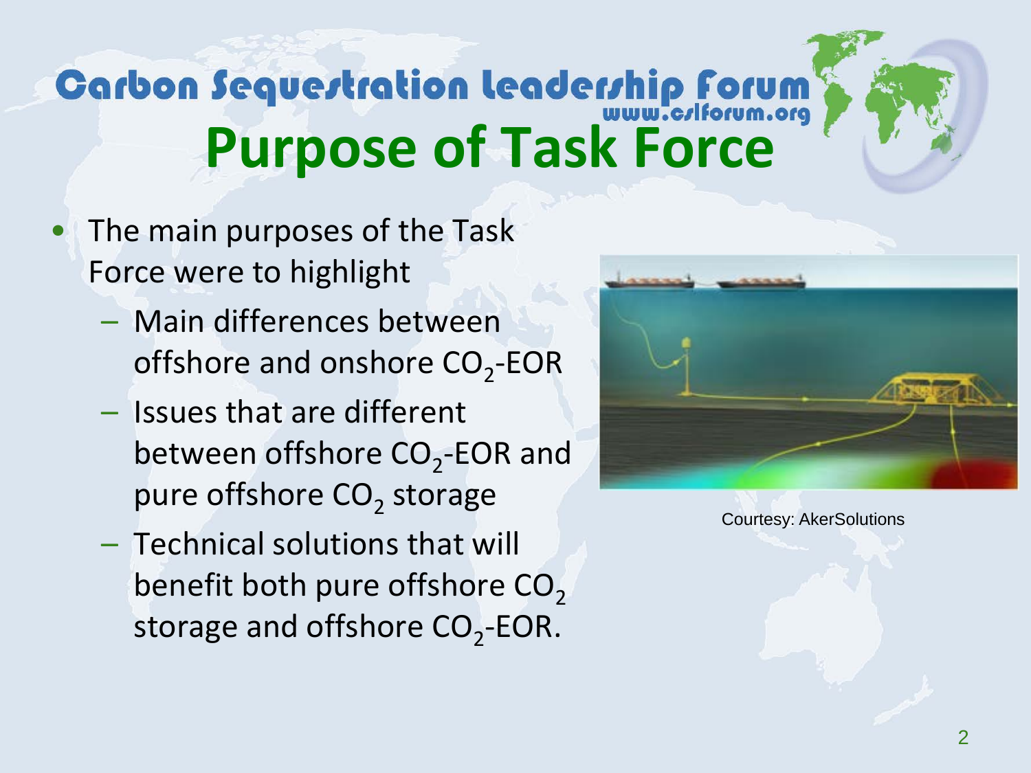# Purpose of Task Force

- The main purposes of the Task Force were to highlight
  - Main differences between offshore and onshore $CO_2$-EOR
  - Issues that are different between offshore $CO_2$-EOR and pure offshore $CO_2$ storage
  - Technical solutions that will benefit both pure offshore $CO_2$ storage and offshore $CO_2$-EOR.

Courtesy: AkerSolutions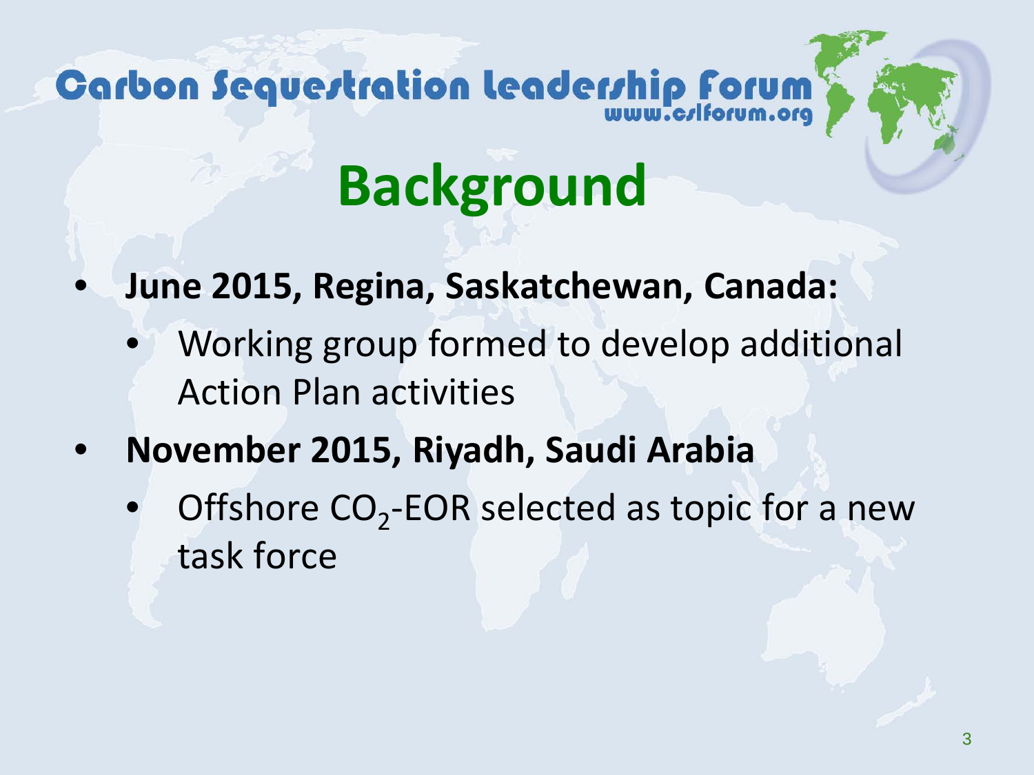# Background

- **June 2015, Regina, Saskatchewan, Canada:**
  - Working group formed to develop additional Action Plan activities
- **November 2015, Riyadh, Saudi Arabia**
  - Offshore $CO_2$-EOR selected as topic for a new task force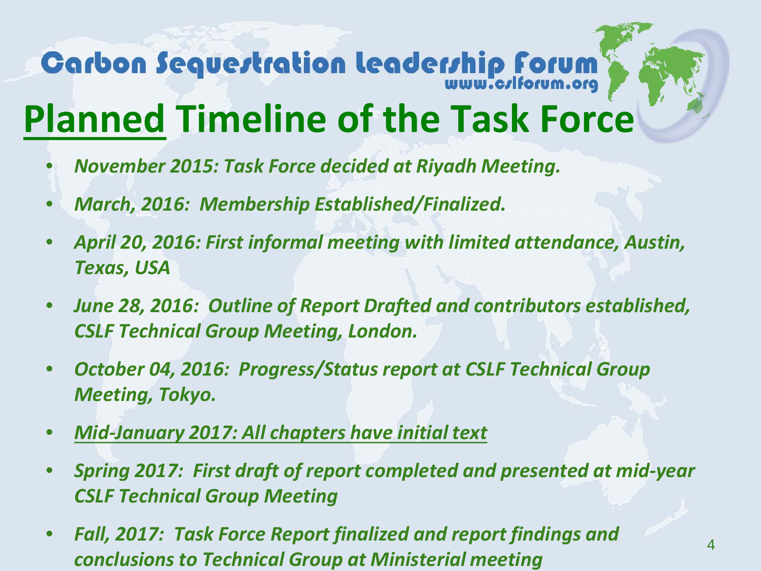# Carbon Sequestration Leadership Forum

www.cslforum.org

## Planned Timeline of the Task Force

- *November 2015: Task Force decided at Riyadh Meeting.*
- *March, 2016: Membership Established/Finalized.*
- *April 20, 2016: First informal meeting with limited attendance, Austin, Texas, USA*
- *June 28, 2016: Outline of Report Drafted and contributors established, CSLF Technical Group Meeting, London.*
- *October 04, 2016: Progress/Status report at CSLF Technical Group Meeting, Tokyo.*
- *Mid-January 2017: All chapters have initial text*
- *Spring 2017: First draft of report completed and presented at mid-year CSLF Technical Group Meeting*
- *Fall, 2017: Task Force Report finalized and report findings and conclusions to Technical Group at Ministerial meeting*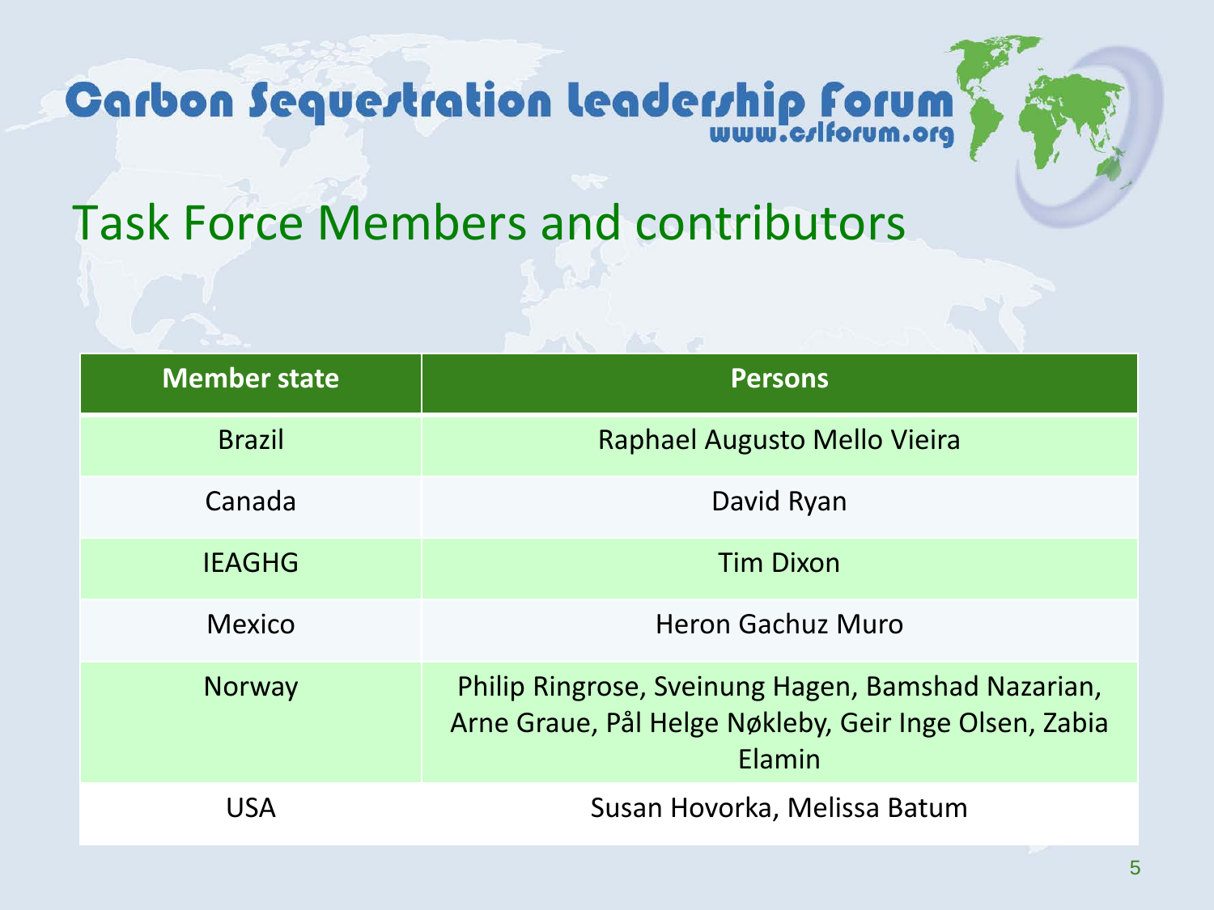# Carbon Sequestration Leadership Forum

www.cslforum.org

## Task Force Members and contributors

| Member state | Persons |
| --- | --- |
| Brazil | Raphael Augusto Mello Vieira |
| Canada | David Ryan |
| IEAGHG | Tim Dixon |
| Mexico | Heron Gachuz Muro |
| Norway | Philip Ringrose, Sveinung Hagen, Bamshad Nazarian, Arne Graue, Pål Helge Nøkleby, Geir Inge Olsen, Zabia Elamin |
| USA | Susan Hovorka, Melissa Batum |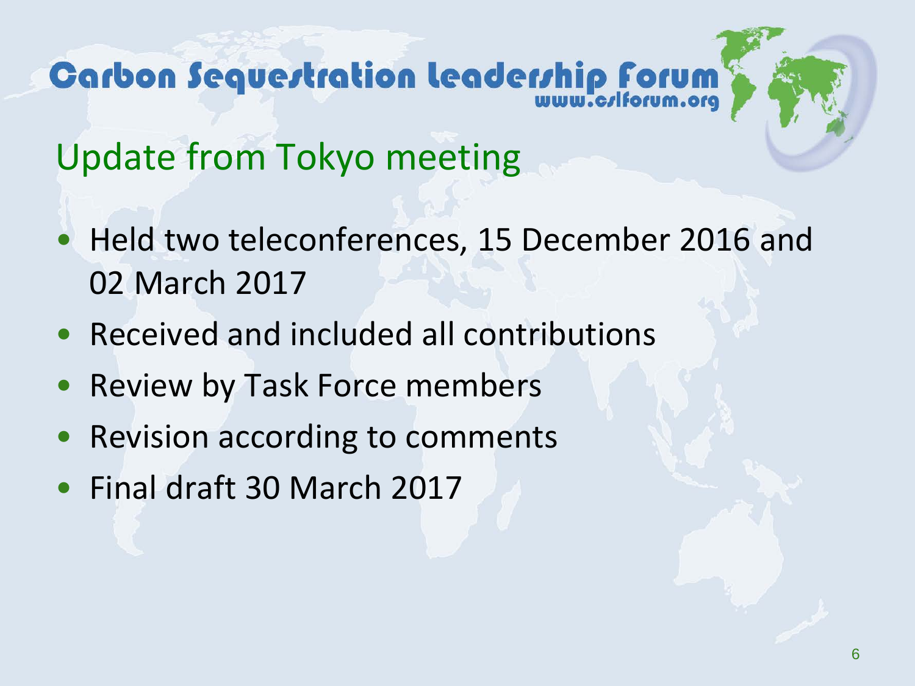# Update from Tokyo meeting

- Held two teleconferences, 15 December 2016 and 02 March 2017
- Received and included all contributions
- Review by Task Force members
- Revision according to comments
- Final draft 30 March 2017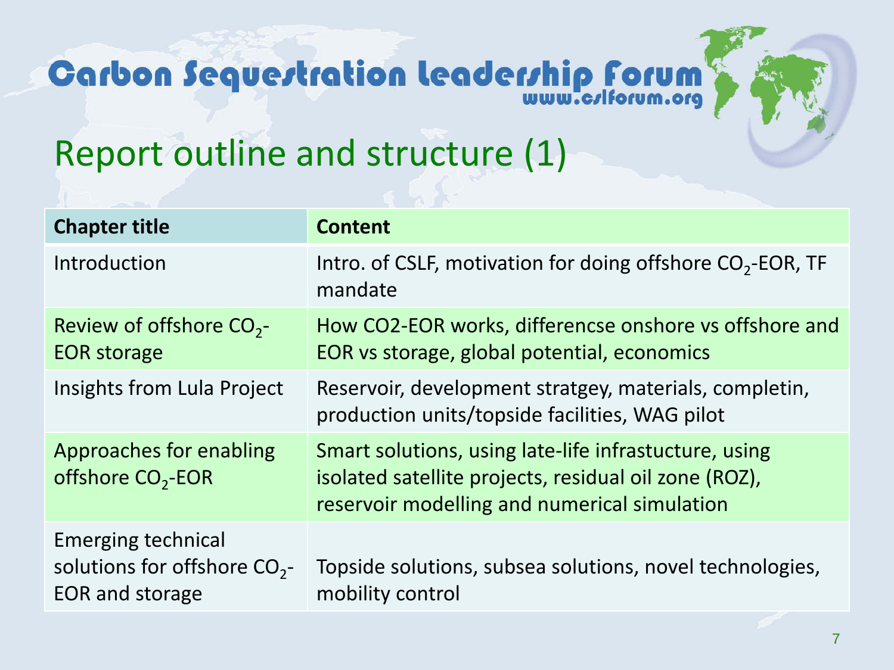Carbon Sequestration Leadership Forum
www.cslforum.org

# Report outline and structure (1)

| Chapter title | Content |
|---|---|
| Introduction | Intro. of CSLF, motivation for doing offshore $CO_2$-EOR, TF mandate |
| Review of offshore $CO_2$-EOR storage | How CO2-EOR works, differencse onshore vs offshore and EOR vs storage, global potential, economics |
| Insights from Lula Project | Reservoir, development stratgey, materials, completin, production units/topside facilities, WAG pilot |
| Approaches for enabling offshore $CO_2$-EOR | Smart solutions, using late-life infrastucture, using isolated satellite projects, residual oil zone (ROZ), reservoir modelling and numerical simulation |
| Emerging technical solutions for offshore $CO_2$-EOR and storage | Topside solutions, subsea solutions, novel technologies, mobility control |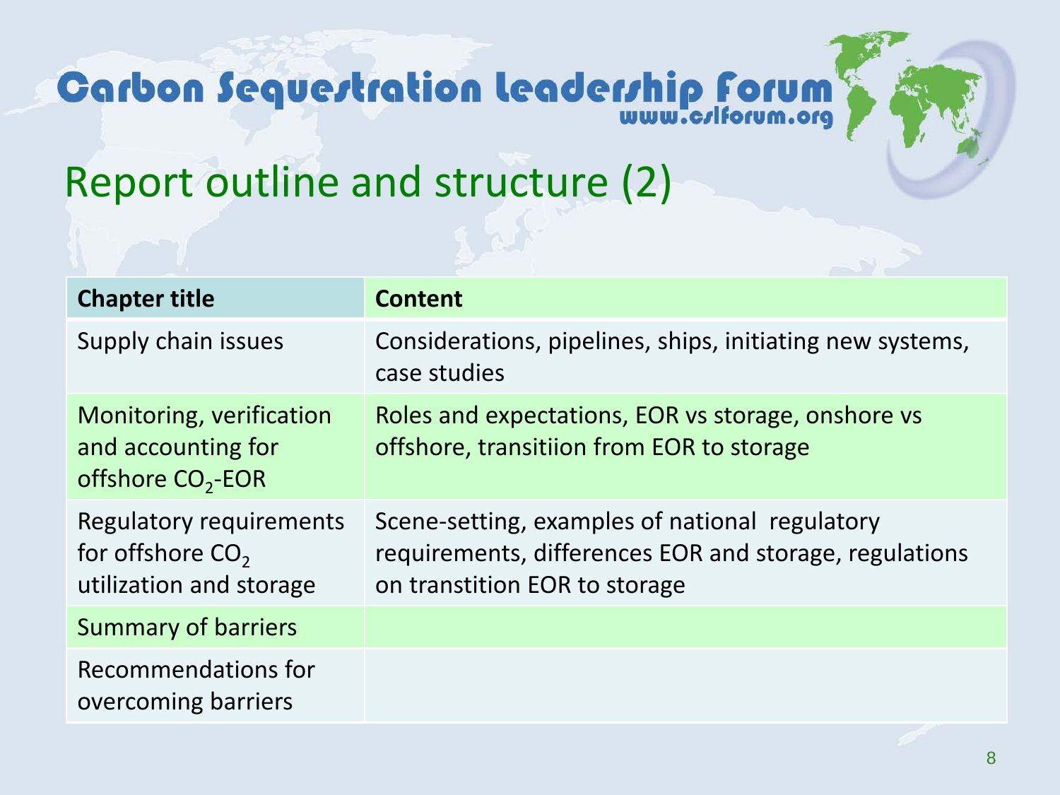Carbon Sequestration Leadership Forum
www.cslforum.org

# Report outline and structure (2)

| Chapter title | Content |
|---|---|
| Supply chain issues | Considerations, pipelines, ships, initiating new systems, case studies |
| Monitoring, verification and accounting for offshore $CO_2$-EOR | Roles and expectations, EOR vs storage, onshore vs offshore, transitiion from EOR to storage |
| Regulatory requirements for offshore $CO_2$ utilization and storage | Scene-setting, examples of national regulatory requirements, differences EOR and storage, regulations on transtition EOR to storage |
| Summary of barriers | |
| Recommendations for overcoming barriers | |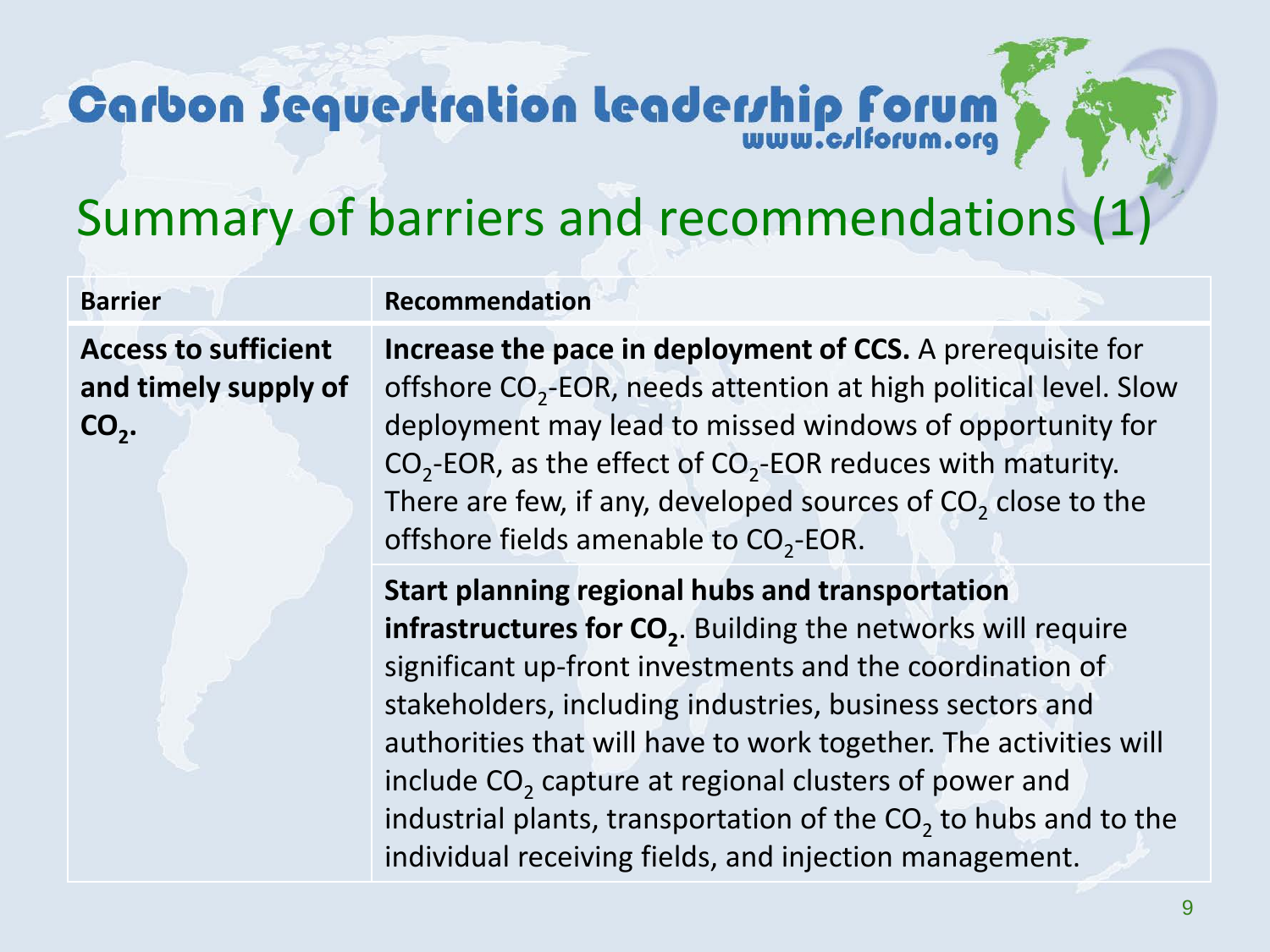# Summary of barriers and recommendations (1)

| Barrier | Recommendation |
|---|---|
| **Access to sufficient and timely supply of $CO_2$.** | **Increase the pace in deployment of CCS.** A prerequisite for offshore $CO_2$-EOR, needs attention at high political level. Slow deployment may lead to missed windows of opportunity for $CO_2$-EOR, as the effect of $CO_2$-EOR reduces with maturity. There are few, if any, developed sources of $CO_2$ close to the offshore fields amenable to $CO_2$-EOR. |
| | **Start planning regional hubs and transportation infrastructures for $CO_2$.** Building the networks will require significant up-front investments and the coordination of stakeholders, including industries, business sectors and authorities that will have to work together. The activities will include $CO_2$ capture at regional clusters of power and industrial plants, transportation of the $CO_2$ to hubs and to the individual receiving fields, and injection management. |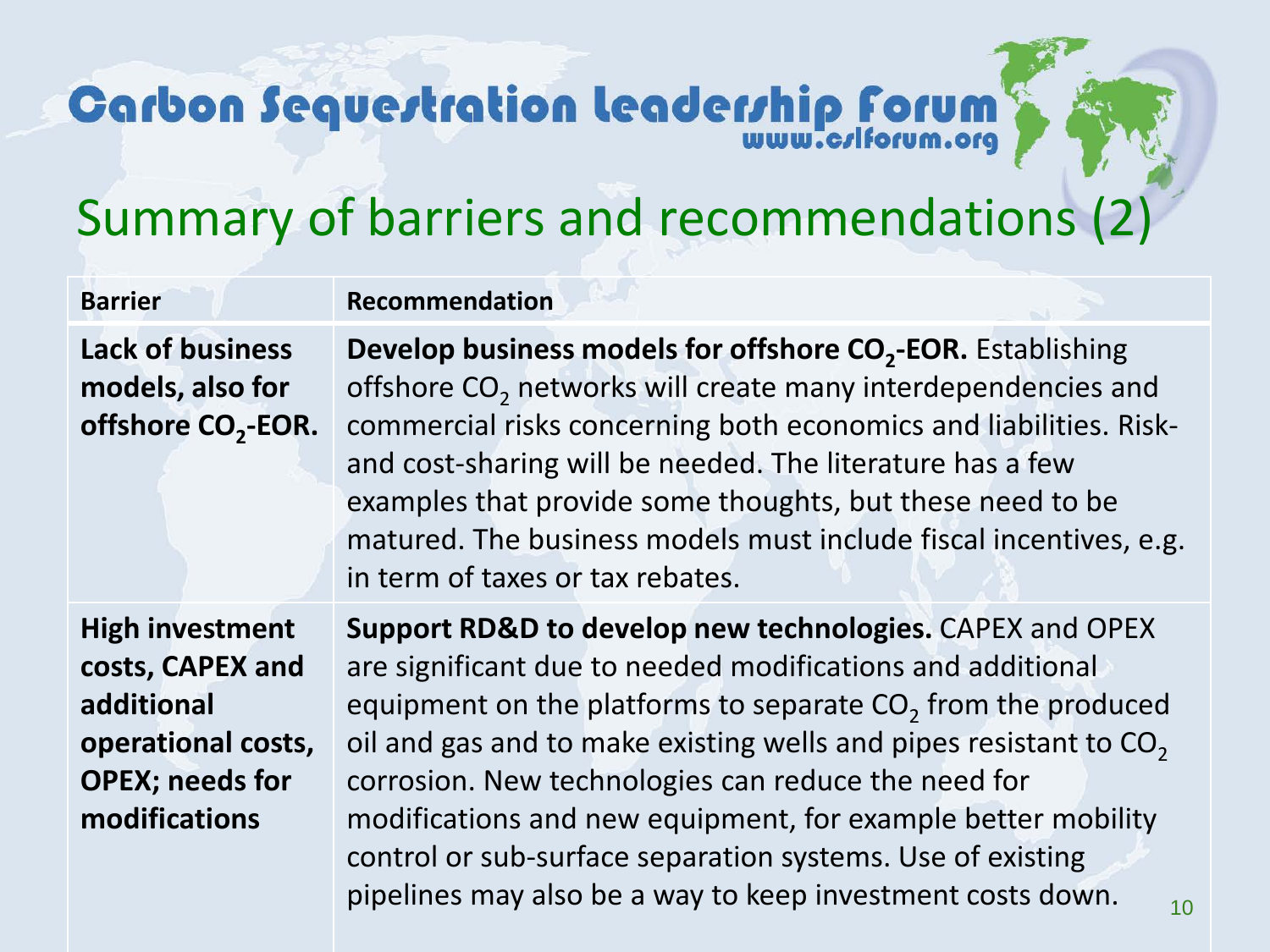# Carbon Sequestration Leadership Forum

www.cslforum.org

## Summary of barriers and recommendations (2)

| Barrier | Recommendation |
| --- | --- |
| **Lack of business models, also for offshore $CO_2$-EOR.** | **Develop business models for offshore $CO_2$-EOR.** Establishing offshore $CO_2$ networks will create many interdependencies and commercial risks concerning both economics and liabilities. Risk- and cost-sharing will be needed. The literature has a few examples that provide some thoughts, but these need to be matured. The business models must include fiscal incentives, e.g. in term of taxes or tax rebates. |
| **High investment costs, CAPEX and additional operational costs, OPEX; needs for modifications** | **Support RD&D to develop new technologies.** CAPEX and OPEX are significant due to needed modifications and additional equipment on the platforms to separate $CO_2$ from the produced oil and gas and to make existing wells and pipes resistant to $CO_2$ corrosion. New technologies can reduce the need for modifications and new equipment, for example better mobility control or sub-surface separation systems. Use of existing pipelines may also be a way to keep investment costs down. |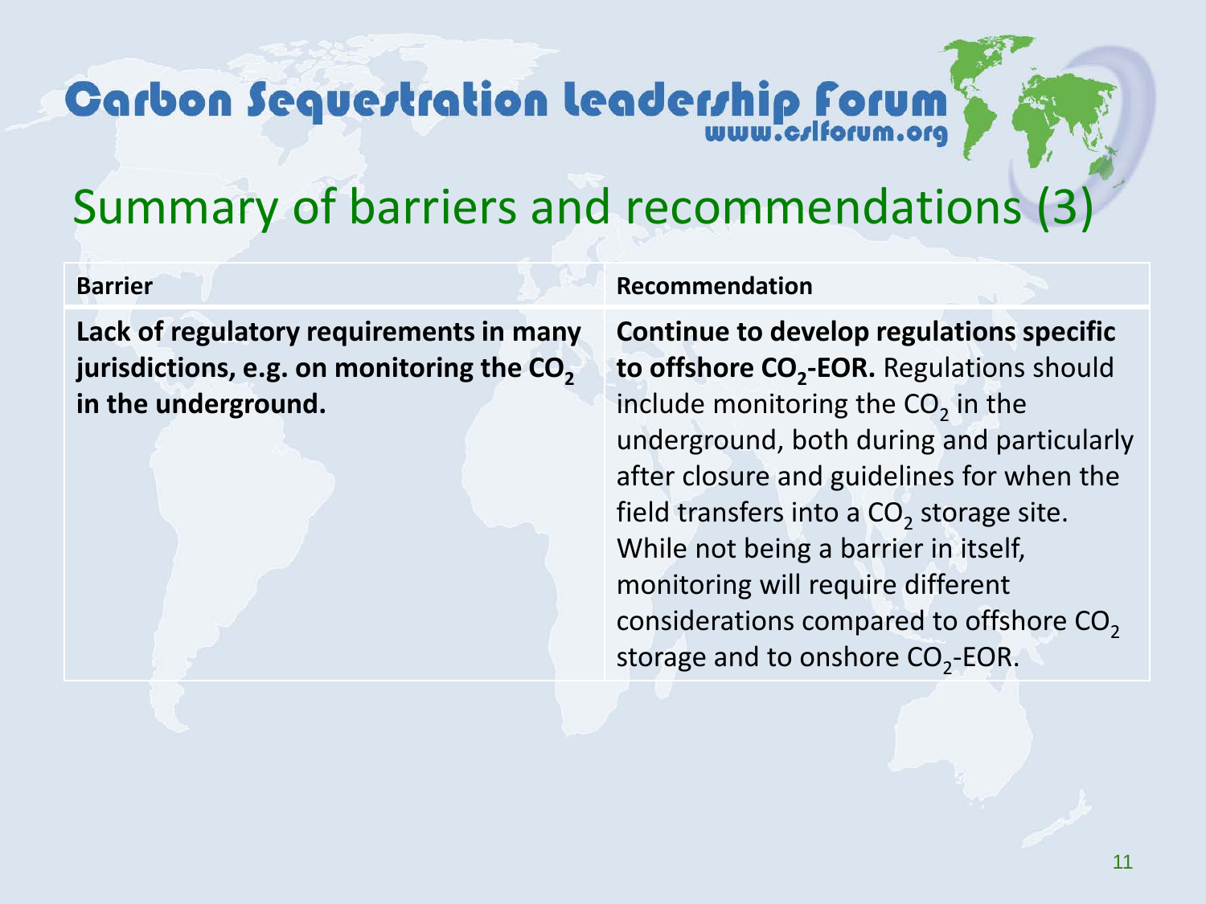# Summary of barriers and recommendations (3)

| Barrier | Recommendation |
|---|---|
| **Lack of regulatory requirements in many jurisdictions, e.g. on monitoring the $CO_2$ in the underground.** | **Continue to develop regulations specific to offshore $CO_2$-EOR.** Regulations should include monitoring the $CO_2$ in the underground, both during and particularly after closure and guidelines for when the field transfers into a $CO_2$ storage site. While not being a barrier in itself, monitoring will require different considerations compared to offshore $CO_2$ storage and to onshore $CO_2$-EOR. |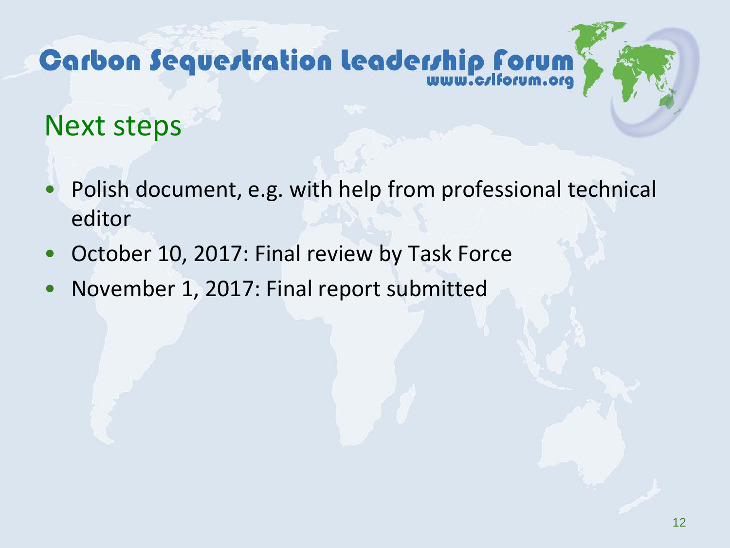# Next steps

- Polish document, e.g. with help from professional technical editor
- October 10, 2017: Final review by Task Force
- November 1, 2017: Final report submitted